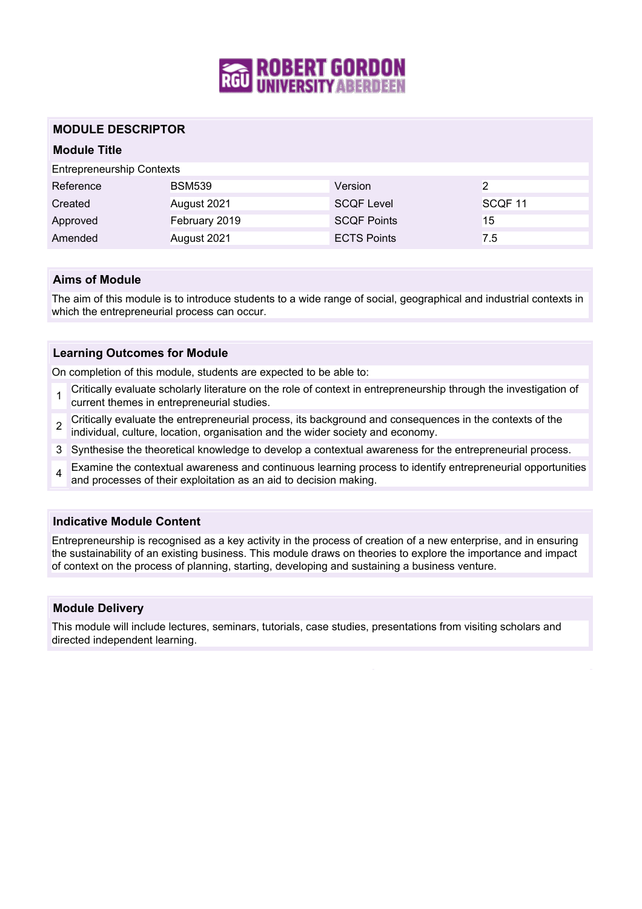ROBERT GORDON UNIVERSITY ABERDEEN

# MODULE DESCRIPTOR

## Module Title

Entrepreneurship Contexts

| Reference | BSM539 | Version | 2 |
|---|---|---|---|
| Created | August 2021 | SCQF Level | SCQF 11 |
| Approved | February 2019 | SCQF Points | 15 |
| Amended | August 2021 | ECTS Points | 7.5 |

## Aims of Module

The aim of this module is to introduce students to a wide range of social, geographical and industrial contexts in which the entrepreneurial process can occur.

## Learning Outcomes for Module

On completion of this module, students are expected to be able to:

1. Critically evaluate scholarly literature on the role of context in entrepreneurship through the investigation of current themes in entrepreneurial studies.
2. Critically evaluate the entrepreneurial process, its background and consequences in the contexts of the individual, culture, location, organisation and the wider society and economy.
3. Synthesise the theoretical knowledge to develop a contextual awareness for the entrepreneurial process.
4. Examine the contextual awareness and continuous learning process to identify entrepreneurial opportunities and processes of their exploitation as an aid to decision making.

## Indicative Module Content

Entrepreneurship is recognised as a key activity in the process of creation of a new enterprise, and in ensuring the sustainability of an existing business. This module draws on theories to explore the importance and impact of context on the process of planning, starting, developing and sustaining a business venture.

## Module Delivery

This module will include lectures, seminars, tutorials, case studies, presentations from visiting scholars and directed independent learning.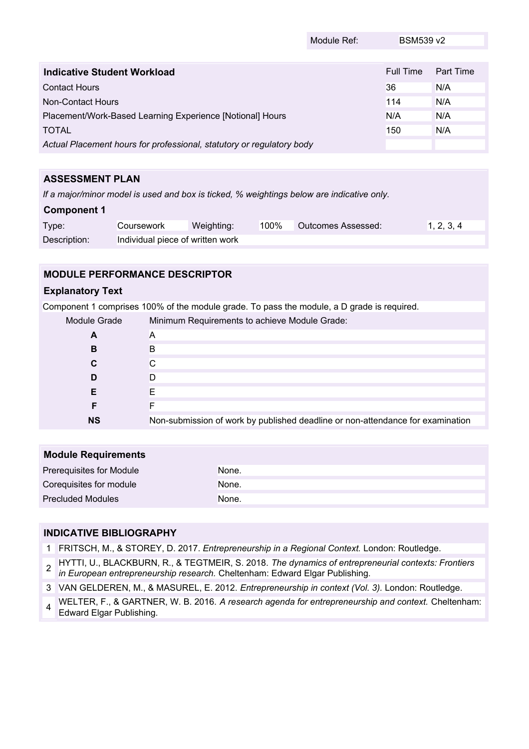| Module Ref: | BSM539 v2 |
|---|---|

| Indicative Student Workload | Full Time | Part Time |
|---|---|---|
| Contact Hours | 36 | N/A |
| Non-Contact Hours | 114 | N/A |
| Placement/Work-Based Learning Experience [Notional] Hours | N/A | N/A |
| TOTAL | 150 | N/A |
| *Actual Placement hours for professional, statutory or regulatory body* | | |

## ASSESSMENT PLAN

*If a major/minor model is used and box is ticked, % weightings below are indicative only.*

### Component 1

| | | | | | |
|---|---|---|---|---|---|
| Type: | Coursework | Weighting: | 100% | Outcomes Assessed: | 1, 2, 3, 4 |
| Description: | Individual piece of written work | | | | |

## MODULE PERFORMANCE DESCRIPTOR

### Explanatory Text

Component 1 comprises 100% of the module grade. To pass the module, a D grade is required.

| Module Grade | Minimum Requirements to achieve Module Grade: |
|---|---|
| **A** | A |
| **B** | B |
| **C** | C |
| **D** | D |
| **E** | E |
| **F** | F |
| **NS** | Non-submission of work by published deadline or non-attendance for examination |

## Module Requirements

| | |
|---|---|
| Prerequisites for Module | None. |
| Corequisites for module | None. |
| Precluded Modules | None. |

## INDICATIVE BIBLIOGRAPHY

1. FRITSCH, M., & STOREY, D. 2017. *Entrepreneurship in a Regional Context.* London: Routledge.
2. HYTTI, U., BLACKBURN, R., & TEGTMEIR, S. 2018. *The dynamics of entrepreneurial contexts: Frontiers in European entrepreneurship research.* Cheltenham: Edward Elgar Publishing.
3. VAN GELDEREN, M., & MASUREL, E. 2012. *Entrepreneurship in context (Vol. 3).* London: Routledge.
4. WELTER, F., & GARTNER, W. B. 2016. *A research agenda for entrepreneurship and context.* Cheltenham: Edward Elgar Publishing.